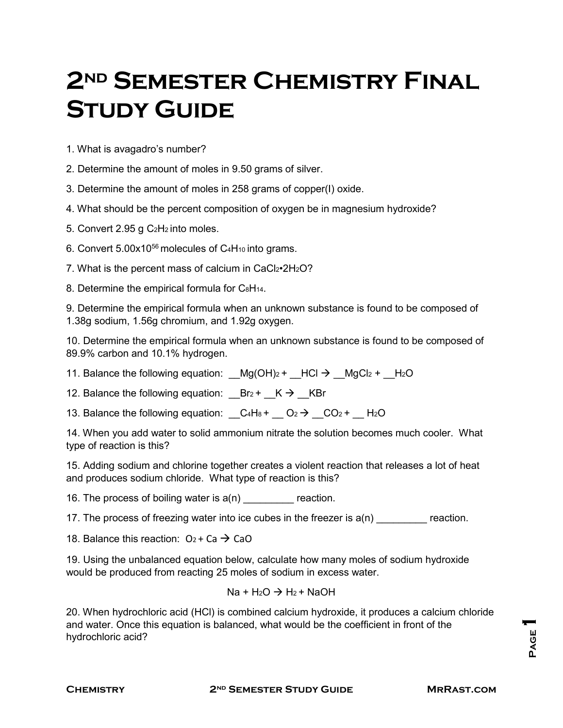# 2ND Semester Chemistry Final Study Guide

1. What is avagadro's number?

2. Determine the amount of moles in 9.50 grams of silver.

3. Determine the amount of moles in 258 grams of copper(I) oxide.

4. What should be the percent composition of oxygen be in magnesium hydroxide?

5. Convert 2.95 g $C_2H_2$ into moles.

6. Convert $5.00 \times 10^{56}$ molecules of $C_4H_{10}$ into grams.

7. What is the percent mass of calcium in $CaCl_2 \cdot 2H_2O$?

8. Determine the empirical formula for $C_8H_{14}$.

9. Determine the empirical formula when an unknown substance is found to be composed of 1.38g sodium, 1.56g chromium, and 1.92g oxygen.

10. Determine the empirical formula when an unknown substance is found to be composed of 89.9% carbon and 10.1% hydrogen.

11. Balance the following equation: __$Mg(OH)_2$ + __$HCl$ → __$MgCl_2$ + __$H_2O$

12. Balance the following equation: __$Br_2$ + __$K$ → __$KBr$

13. Balance the following equation: __$C_4H_8$ + __ $O_2$ → __$CO_2$ + __ $H_2O$

14. When you add water to solid ammonium nitrate the solution becomes much cooler. What type of reaction is this?

15. Adding sodium and chlorine together creates a violent reaction that releases a lot of heat and produces sodium chloride. What type of reaction is this?

16. The process of boiling water is a(n) _________ reaction.

17. The process of freezing water into ice cubes in the freezer is a(n) _________ reaction.

18. Balance this reaction: $O_2$ + $Ca$ → $CaO$

19. Using the unbalanced equation below, calculate how many moles of sodium hydroxide would be produced from reacting 25 moles of sodium in excess water.

$$Na + H_2O \rightarrow H_2 + NaOH$$

20. When hydrochloric acid ($HCl$) is combined calcium hydroxide, it produces a calcium chloride and water. Once this equation is balanced, what would be the coefficient in front of the hydrochloric acid?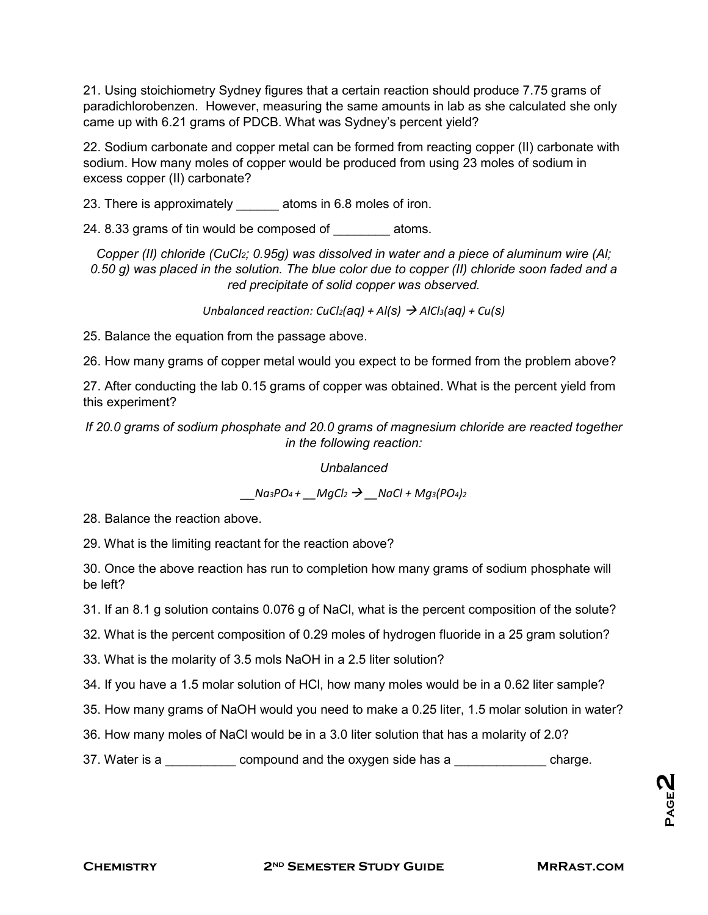21. Using stoichiometry Sydney figures that a certain reaction should produce 7.75 grams of paradichlorobenzen. However, measuring the same amounts in lab as she calculated she only came up with 6.21 grams of PDCB. What was Sydney's percent yield?

22. Sodium carbonate and copper metal can be formed from reacting copper (II) carbonate with sodium. How many moles of copper would be produced from using 23 moles of sodium in excess copper (II) carbonate?

23. There is approximately ______ atoms in 6.8 moles of iron.

24. 8.33 grams of tin would be composed of ________ atoms.

*Copper (II) chloride ($CuCl_2$; 0.95g) was dissolved in water and a piece of aluminum wire (Al; 0.50 g) was placed in the solution. The blue color due to copper (II) chloride soon faded and a red precipitate of solid copper was observed.*

*Unbalanced reaction:* $CuCl_2(aq) + Al(s) \rightarrow AlCl_3(aq) + Cu(s)$

25. Balance the equation from the passage above.

26. How many grams of copper metal would you expect to be formed from the problem above?

27. After conducting the lab 0.15 grams of copper was obtained. What is the percent yield from this experiment?

*If 20.0 grams of sodium phosphate and 20.0 grams of magnesium chloride are reacted together in the following reaction:*

*Unbalanced*

__$Na_3PO_4$ + __$MgCl_2$ $\rightarrow$ __$NaCl$ + $Mg_3(PO_4)_2$

28. Balance the reaction above.

29. What is the limiting reactant for the reaction above?

30. Once the above reaction has run to completion how many grams of sodium phosphate will be left?

31. If an 8.1 g solution contains 0.076 g of NaCl, what is the percent composition of the solute?

32. What is the percent composition of 0.29 moles of hydrogen fluoride in a 25 gram solution?

33. What is the molarity of 3.5 mols NaOH in a 2.5 liter solution?

34. If you have a 1.5 molar solution of HCl, how many moles would be in a 0.62 liter sample?

35. How many grams of NaOH would you need to make a 0.25 liter, 1.5 molar solution in water?

36. How many moles of NaCl would be in a 3.0 liter solution that has a molarity of 2.0?

37. Water is a __________ compound and the oxygen side has a _____________ charge.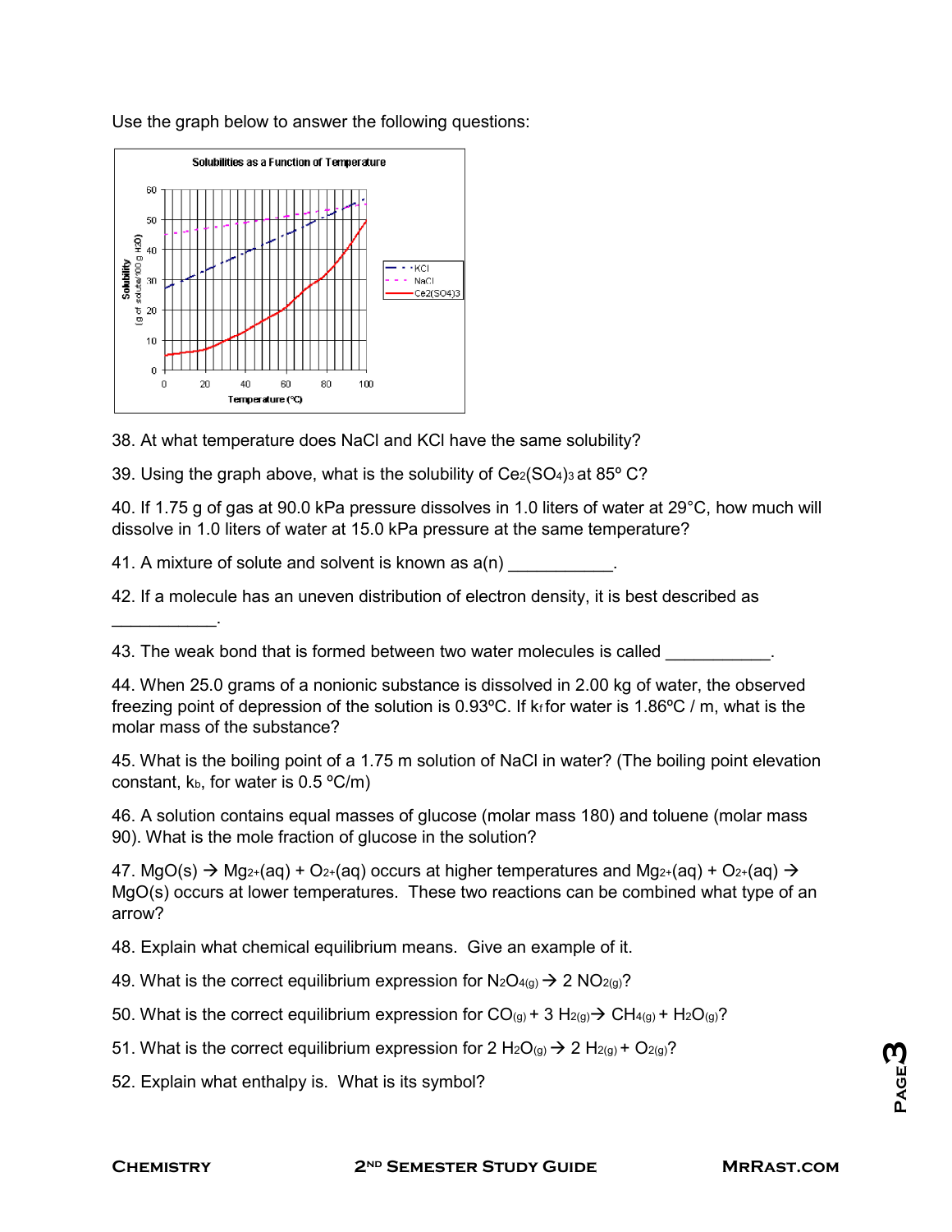Use the graph below to answer the following questions:

38. At what temperature does NaCl and KCl have the same solubility?

39. Using the graph above, what is the solubility of $Ce_2(SO_4)_3$ at 85º C?

40. If 1.75 g of gas at 90.0 kPa pressure dissolves in 1.0 liters of water at 29°C, how much will dissolve in 1.0 liters of water at 15.0 kPa pressure at the same temperature?

41. A mixture of solute and solvent is known as a(n) ___________.

42. If a molecule has an uneven distribution of electron density, it is best described as ___________.

43. The weak bond that is formed between two water molecules is called ___________.

44. When 25.0 grams of a nonionic substance is dissolved in 2.00 kg of water, the observed freezing point of depression of the solution is 0.93ºC. If $k_f$ for water is 1.86ºC / m, what is the molar mass of the substance?

45. What is the boiling point of a 1.75 m solution of NaCl in water? (The boiling point elevation constant, $k_b$, for water is 0.5 ºC/m)

46. A solution contains equal masses of glucose (molar mass 180) and toluene (molar mass 90). What is the mole fraction of glucose in the solution?

47. $MgO(s) \rightarrow Mg^{2+}(aq) + O^{2+}(aq)$ occurs at higher temperatures and $Mg^{2+}(aq) + O^{2+}(aq) \rightarrow MgO(s)$ occurs at lower temperatures. These two reactions can be combined what type of an arrow?

48. Explain what chemical equilibrium means. Give an example of it.

49. What is the correct equilibrium expression for $N_2O_{4(g)} \rightarrow 2\ NO_{2(g)}$?

50. What is the correct equilibrium expression for $CO_{(g)} + 3\ H_{2(g)} \rightarrow CH_{4(g)} + H_2O_{(g)}$?

51. What is the correct equilibrium expression for $2\ H_2O_{(g)} \rightarrow 2\ H_{2(g)} + O_{2(g)}$?

52. Explain what enthalpy is. What is its symbol?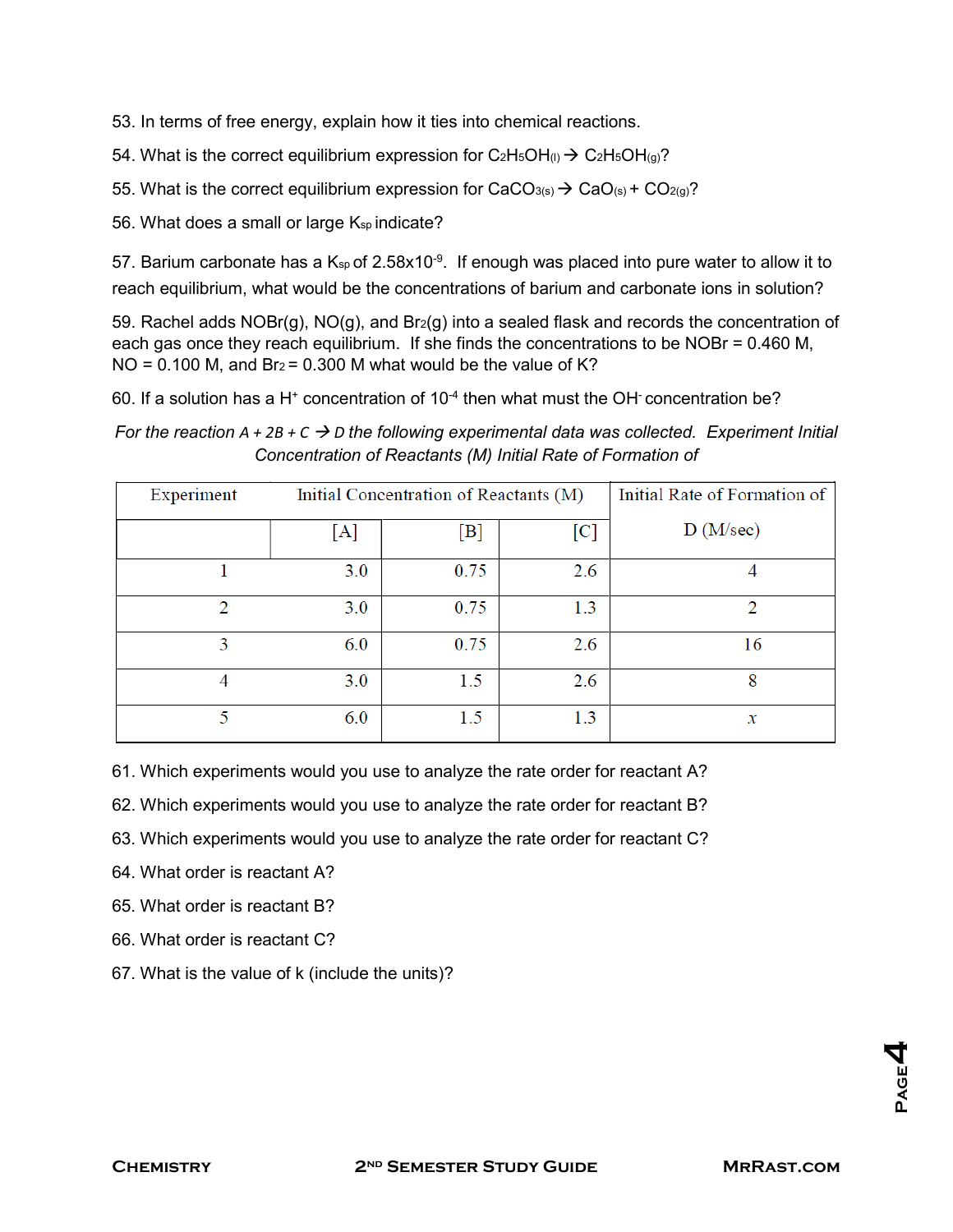53. In terms of free energy, explain how it ties into chemical reactions.

54. What is the correct equilibrium expression for $C_2H_5OH_{(l)} \rightarrow C_2H_5OH_{(g)}$?

55. What is the correct equilibrium expression for $CaCO_{3(s)} \rightarrow CaO_{(s)} + CO_{2(g)}$?

56. What does a small or large $K_{sp}$ indicate?

57. Barium carbonate has a $K_{sp}$ of $2.58 \times 10^{-9}$. If enough was placed into pure water to allow it to reach equilibrium, what would be the concentrations of barium and carbonate ions in solution?

59. Rachel adds NOBr(g), NO(g), and $Br_2$(g) into a sealed flask and records the concentration of each gas once they reach equilibrium. If she finds the concentrations to be NOBr = 0.460 M, NO = 0.100 M, and $Br_2$ = 0.300 M what would be the value of K?

60. If a solution has a $H^+$ concentration of $10^{-4}$ then what must the $OH^-$ concentration be?

*For the reaction A + 2B + C → D the following experimental data was collected. Experiment Initial Concentration of Reactants (M) Initial Rate of Formation of*

| Experiment | Initial Concentration of Reactants (M) | | | Initial Rate of Formation of D (M/sec) |
|---|---|---|---|---|
| | [A] | [B] | [C] | |
| 1 | 3.0 | 0.75 | 2.6 | 4 |
| 2 | 3.0 | 0.75 | 1.3 | 2 |
| 3 | 6.0 | 0.75 | 2.6 | 16 |
| 4 | 3.0 | 1.5 | 2.6 | 8 |
| 5 | 6.0 | 1.5 | 1.3 | $x$ |

61. Which experiments would you use to analyze the rate order for reactant A?

62. Which experiments would you use to analyze the rate order for reactant B?

63. Which experiments would you use to analyze the rate order for reactant C?

64. What order is reactant A?

65. What order is reactant B?

66. What order is reactant C?

67. What is the value of k (include the units)?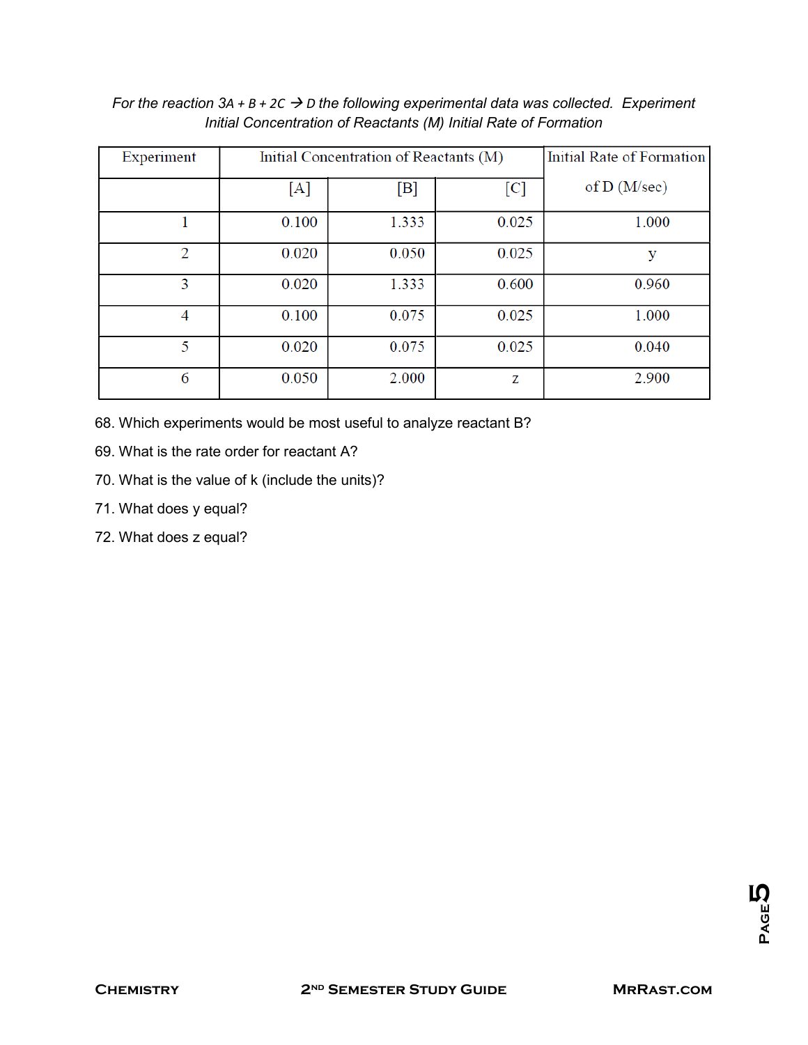*For the reaction 3A + B + 2C → D the following experimental data was collected. Experiment Initial Concentration of Reactants (M) Initial Rate of Formation*

| Experiment | Initial Concentration of Reactants (M) | | | Initial Rate of Formation of D (M/sec) |
|---|---|---|---|---|
| | [A] | [B] | [C] | |
| 1 | 0.100 | 1.333 | 0.025 | 1.000 |
| 2 | 0.020 | 0.050 | 0.025 | y |
| 3 | 0.020 | 1.333 | 0.600 | 0.960 |
| 4 | 0.100 | 0.075 | 0.025 | 1.000 |
| 5 | 0.020 | 0.075 | 0.025 | 0.040 |
| 6 | 0.050 | 2.000 | z | 2.900 |

68. Which experiments would be most useful to analyze reactant B?

69. What is the rate order for reactant A?

70. What is the value of k (include the units)?

71. What does y equal?

72. What does z equal?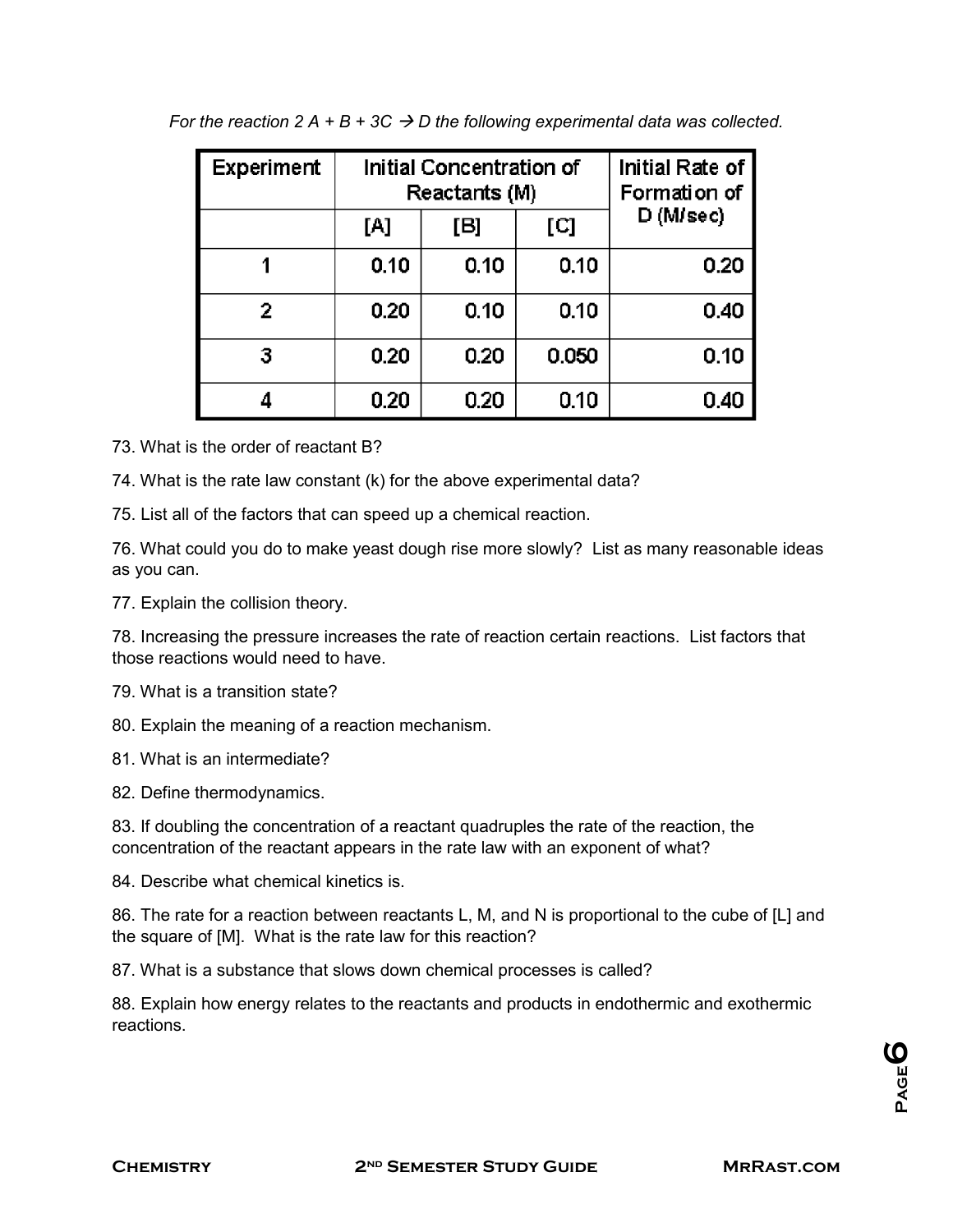*For the reaction 2 A + B + 3C → D the following experimental data was collected.*

| Experiment | Initial Concentration of Reactants (M) | | | Initial Rate of Formation of D (M/sec) |
|---|---|---|---|---|
| | [A] | [B] | [C] | |
| 1 | 0.10 | 0.10 | 0.10 | 0.20 |
| 2 | 0.20 | 0.10 | 0.10 | 0.40 |
| 3 | 0.20 | 0.20 | 0.050 | 0.10 |
| 4 | 0.20 | 0.20 | 0.10 | 0.40 |

73. What is the order of reactant B?

74. What is the rate law constant (k) for the above experimental data?

75. List all of the factors that can speed up a chemical reaction.

76. What could you do to make yeast dough rise more slowly? List as many reasonable ideas as you can.

77. Explain the collision theory.

78. Increasing the pressure increases the rate of reaction certain reactions. List factors that those reactions would need to have.

79. What is a transition state?

80. Explain the meaning of a reaction mechanism.

81. What is an intermediate?

82. Define thermodynamics.

83. If doubling the concentration of a reactant quadruples the rate of the reaction, the concentration of the reactant appears in the rate law with an exponent of what?

84. Describe what chemical kinetics is.

86. The rate for a reaction between reactants L, M, and N is proportional to the cube of [L] and the square of [M]. What is the rate law for this reaction?

87. What is a substance that slows down chemical processes is called?

88. Explain how energy relates to the reactants and products in endothermic and exothermic reactions.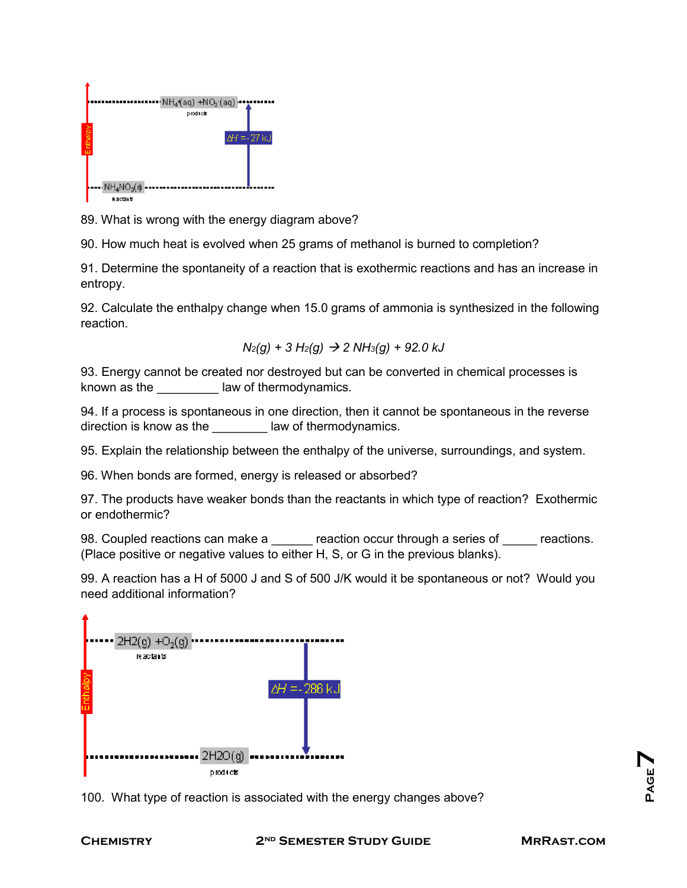$NH_4^+(aq) + NO_3^-(aq)$

products

Enthalpy

$\Delta H = -27$ kJ

$NH_4NO_3(s)$

reactants

89. What is wrong with the energy diagram above?

90. How much heat is evolved when 25 grams of methanol is burned to completion?

91. Determine the spontaneity of a reaction that is exothermic reactions and has an increase in entropy.

92. Calculate the enthalpy change when 15.0 grams of ammonia is synthesized in the following reaction.

$$N_2(g) + 3\ H_2(g) \rightarrow 2\ NH_3(g) + 92.0\ kJ$$

93. Energy cannot be created nor destroyed but can be converted in chemical processes is known as the __________ law of thermodynamics.

94. If a process is spontaneous in one direction, then it cannot be spontaneous in the reverse direction is know as the ________ law of thermodynamics.

95. Explain the relationship between the enthalpy of the universe, surroundings, and system.

96. When bonds are formed, energy is released or absorbed?

97. The products have weaker bonds than the reactants in which type of reaction? Exothermic or endothermic?

98. Coupled reactions can make a ______ reaction occur through a series of _____ reactions. (Place positive or negative values to either H, S, or G in the previous blanks).

99. A reaction has a H of 5000 J and S of 500 J/K would it be spontaneous or not? Would you need additional information?

$2H_2(g) + O_2(g)$

reactants

Enthalpy

$\Delta H = -286$ kJ

$2H_2O(g)$

products

100. What type of reaction is associated with the energy changes above?